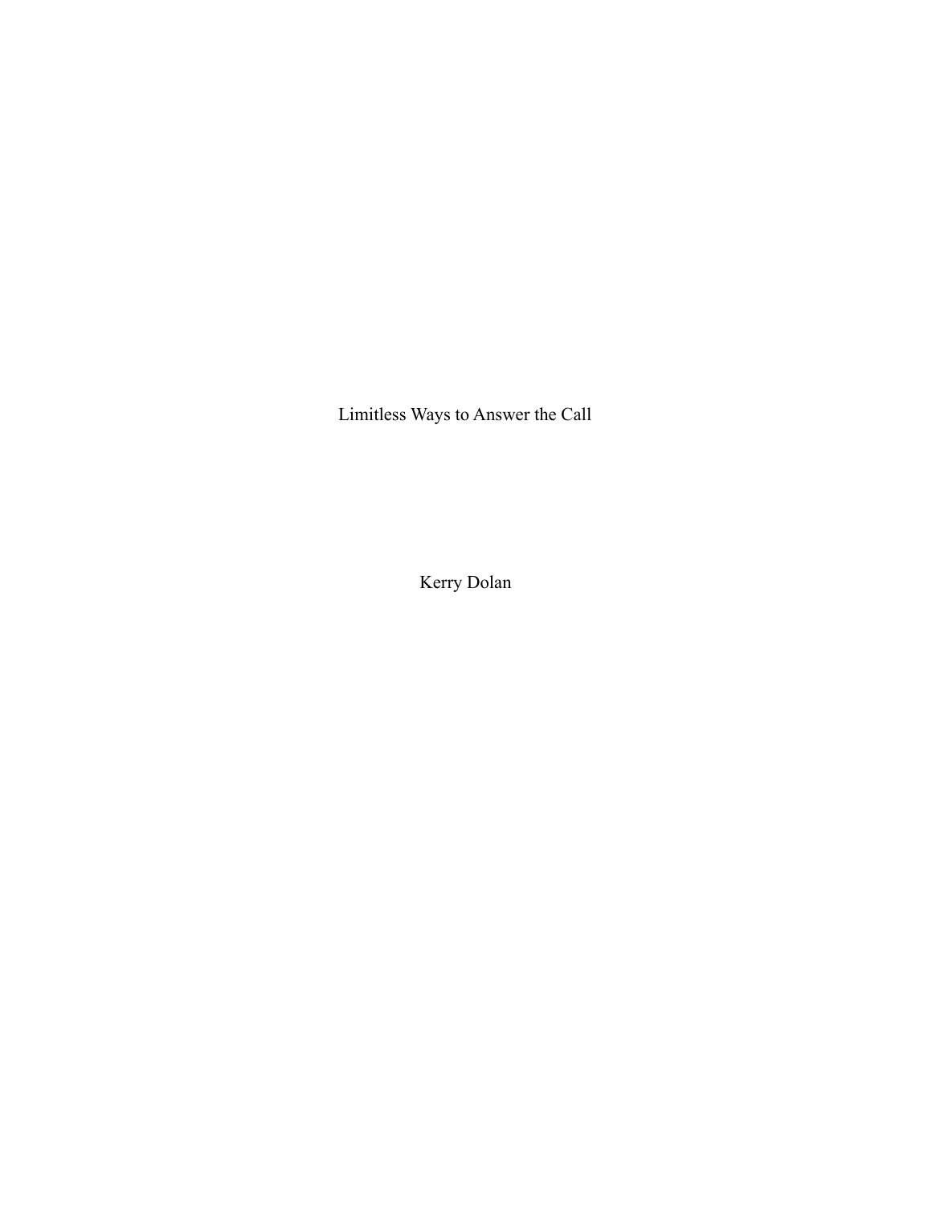# Limitless Ways to Answer the Call

Kerry Dolan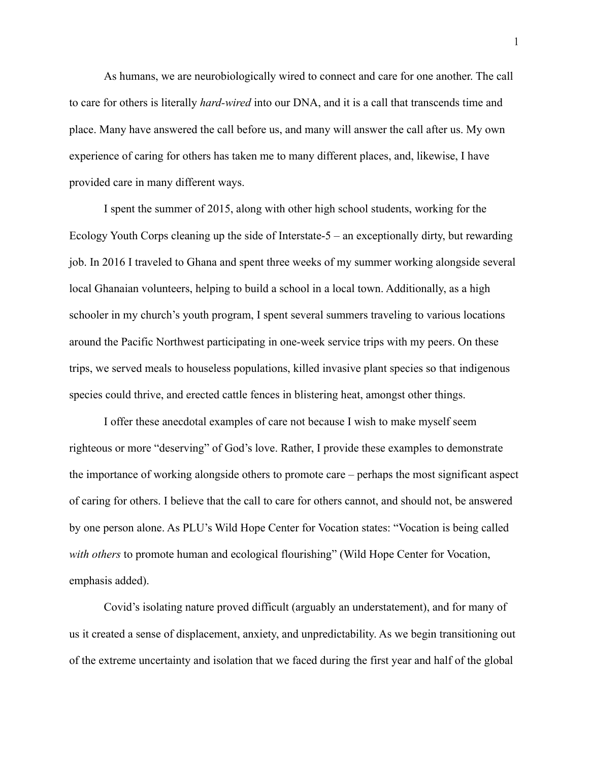As humans, we are neurobiologically wired to connect and care for one another. The call to care for others is literally *hard-wired* into our DNA, and it is a call that transcends time and place. Many have answered the call before us, and many will answer the call after us. My own experience of caring for others has taken me to many different places, and, likewise, I have provided care in many different ways.

I spent the summer of 2015, along with other high school students, working for the Ecology Youth Corps cleaning up the side of Interstate-5 – an exceptionally dirty, but rewarding job. In 2016 I traveled to Ghana and spent three weeks of my summer working alongside several local Ghanaian volunteers, helping to build a school in a local town. Additionally, as a high schooler in my church's youth program, I spent several summers traveling to various locations around the Pacific Northwest participating in one-week service trips with my peers. On these trips, we served meals to houseless populations, killed invasive plant species so that indigenous species could thrive, and erected cattle fences in blistering heat, amongst other things.

I offer these anecdotal examples of care not because I wish to make myself seem righteous or more "deserving" of God's love. Rather, I provide these examples to demonstrate the importance of working alongside others to promote care – perhaps the most significant aspect of caring for others. I believe that the call to care for others cannot, and should not, be answered by one person alone. As PLU's Wild Hope Center for Vocation states: "Vocation is being called *with others* to promote human and ecological flourishing" (Wild Hope Center for Vocation, emphasis added).

Covid's isolating nature proved difficult (arguably an understatement), and for many of us it created a sense of displacement, anxiety, and unpredictability. As we begin transitioning out of the extreme uncertainty and isolation that we faced during the first year and half of the global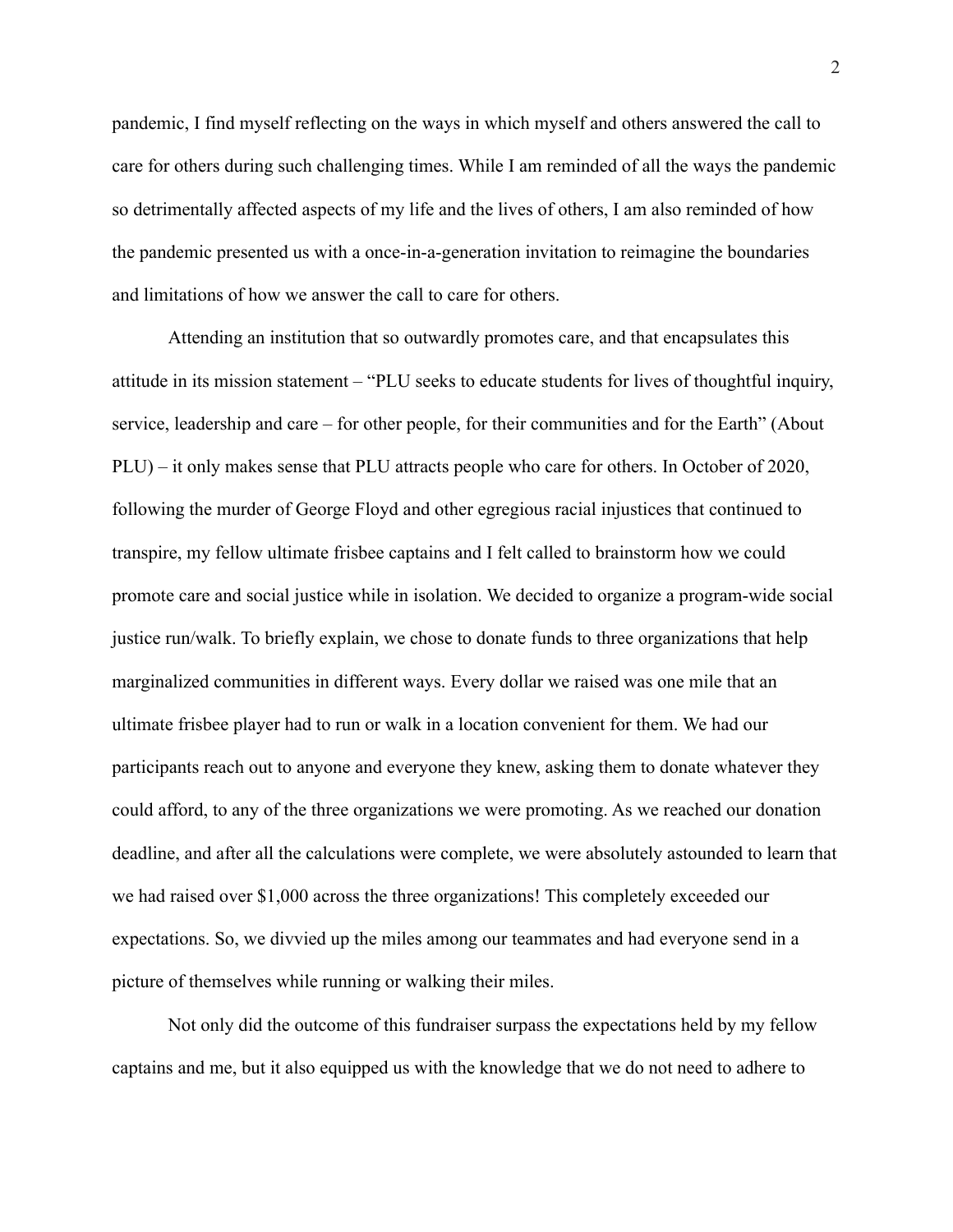pandemic, I find myself reflecting on the ways in which myself and others answered the call to care for others during such challenging times. While I am reminded of all the ways the pandemic so detrimentally affected aspects of my life and the lives of others, I am also reminded of how the pandemic presented us with a once-in-a-generation invitation to reimagine the boundaries and limitations of how we answer the call to care for others.

Attending an institution that so outwardly promotes care, and that encapsulates this attitude in its mission statement – "PLU seeks to educate students for lives of thoughtful inquiry, service, leadership and care – for other people, for their communities and for the Earth" (About PLU) – it only makes sense that PLU attracts people who care for others. In October of 2020, following the murder of George Floyd and other egregious racial injustices that continued to transpire, my fellow ultimate frisbee captains and I felt called to brainstorm how we could promote care and social justice while in isolation. We decided to organize a program-wide social justice run/walk. To briefly explain, we chose to donate funds to three organizations that help marginalized communities in different ways. Every dollar we raised was one mile that an ultimate frisbee player had to run or walk in a location convenient for them. We had our participants reach out to anyone and everyone they knew, asking them to donate whatever they could afford, to any of the three organizations we were promoting. As we reached our donation deadline, and after all the calculations were complete, we were absolutely astounded to learn that we had raised over $1,000 across the three organizations! This completely exceeded our expectations. So, we divvied up the miles among our teammates and had everyone send in a picture of themselves while running or walking their miles.

Not only did the outcome of this fundraiser surpass the expectations held by my fellow captains and me, but it also equipped us with the knowledge that we do not need to adhere to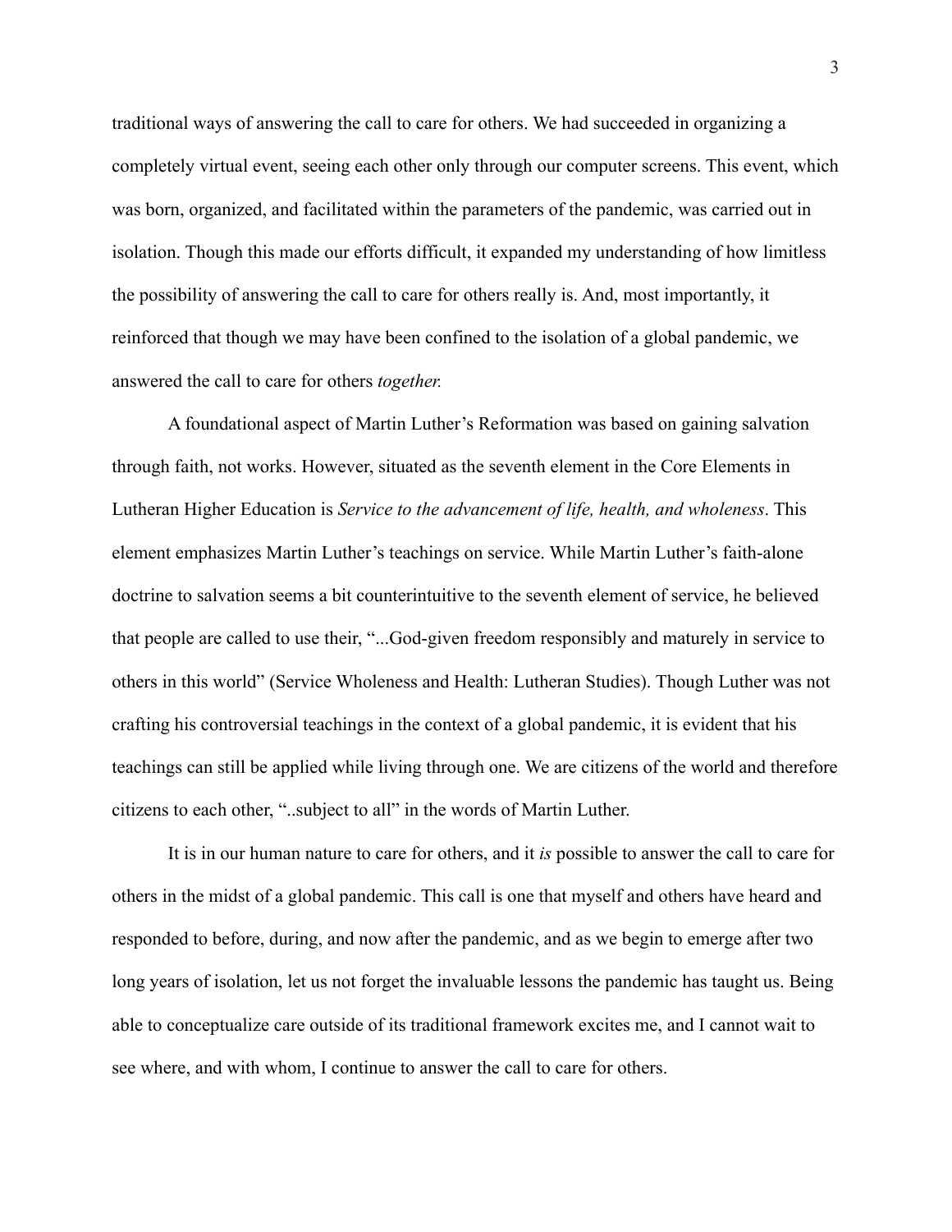traditional ways of answering the call to care for others. We had succeeded in organizing a completely virtual event, seeing each other only through our computer screens. This event, which was born, organized, and facilitated within the parameters of the pandemic, was carried out in isolation. Though this made our efforts difficult, it expanded my understanding of how limitless the possibility of answering the call to care for others really is. And, most importantly, it reinforced that though we may have been confined to the isolation of a global pandemic, we answered the call to care for others *together.*

A foundational aspect of Martin Luther's Reformation was based on gaining salvation through faith, not works. However, situated as the seventh element in the Core Elements in Lutheran Higher Education is *Service to the advancement of life, health, and wholeness*. This element emphasizes Martin Luther's teachings on service. While Martin Luther's faith-alone doctrine to salvation seems a bit counterintuitive to the seventh element of service, he believed that people are called to use their, "...God-given freedom responsibly and maturely in service to others in this world" (Service Wholeness and Health: Lutheran Studies). Though Luther was not crafting his controversial teachings in the context of a global pandemic, it is evident that his teachings can still be applied while living through one. We are citizens of the world and therefore citizens to each other, "..subject to all" in the words of Martin Luther.

It is in our human nature to care for others, and it *is* possible to answer the call to care for others in the midst of a global pandemic. This call is one that myself and others have heard and responded to before, during, and now after the pandemic, and as we begin to emerge after two long years of isolation, let us not forget the invaluable lessons the pandemic has taught us. Being able to conceptualize care outside of its traditional framework excites me, and I cannot wait to see where, and with whom, I continue to answer the call to care for others.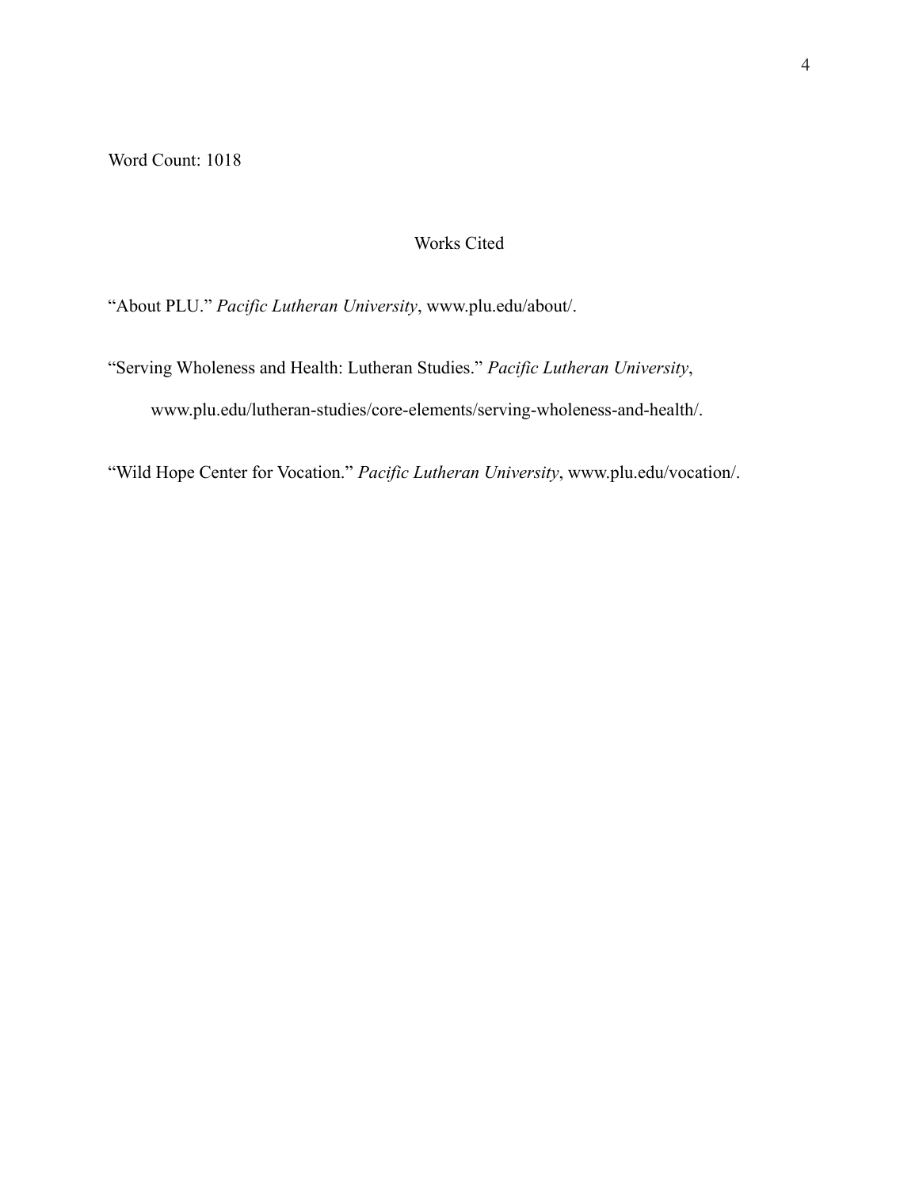Word Count: 1018

## Works Cited

"About PLU." *Pacific Lutheran University*, www.plu.edu/about/.

"Serving Wholeness and Health: Lutheran Studies." *Pacific Lutheran University*, www.plu.edu/lutheran-studies/core-elements/serving-wholeness-and-health/.

"Wild Hope Center for Vocation." *Pacific Lutheran University*, www.plu.edu/vocation/.